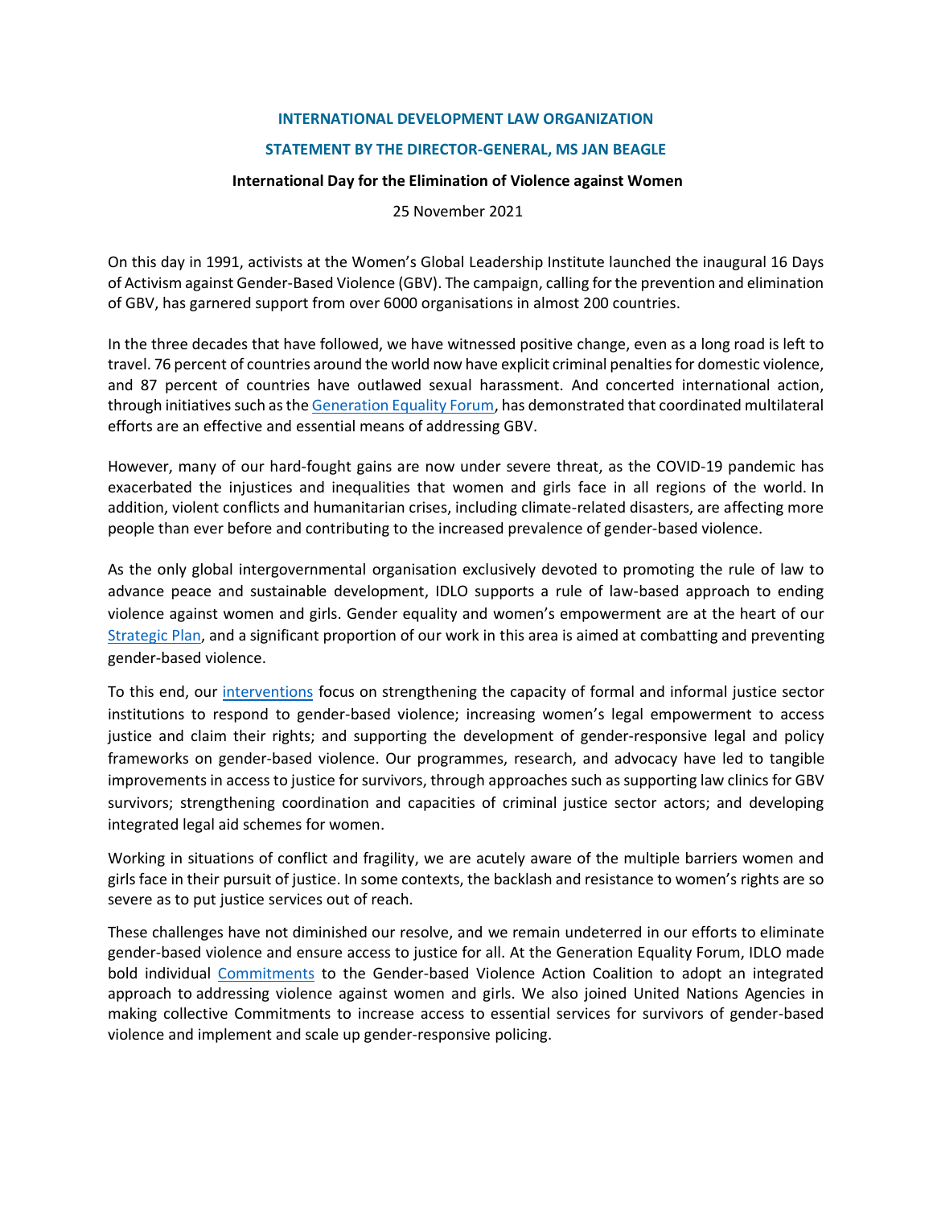**INTERNATIONAL DEVELOPMENT LAW ORGANIZATION**

**STATEMENT BY THE DIRECTOR-GENERAL, MS JAN BEAGLE**

**International Day for the Elimination of Violence against Women**

25 November 2021

On this day in 1991, activists at the Women's Global Leadership Institute launched the inaugural 16 Days of Activism against Gender-Based Violence (GBV). The campaign, calling for the prevention and elimination of GBV, has garnered support from over 6000 organisations in almost 200 countries.

In the three decades that have followed, we have witnessed positive change, even as a long road is left to travel. 76 percent of countries around the world now have explicit criminal penalties for domestic violence, and 87 percent of countries have outlawed sexual harassment. And concerted international action, through initiatives such as the Generation Equality Forum, has demonstrated that coordinated multilateral efforts are an effective and essential means of addressing GBV.

However, many of our hard-fought gains are now under severe threat, as the COVID-19 pandemic has exacerbated the injustices and inequalities that women and girls face in all regions of the world. In addition, violent conflicts and humanitarian crises, including climate-related disasters, are affecting more people than ever before and contributing to the increased prevalence of gender-based violence.

As the only global intergovernmental organisation exclusively devoted to promoting the rule of law to advance peace and sustainable development, IDLO supports a rule of law-based approach to ending violence against women and girls. Gender equality and women's empowerment are at the heart of our Strategic Plan, and a significant proportion of our work in this area is aimed at combatting and preventing gender-based violence.

To this end, our interventions focus on strengthening the capacity of formal and informal justice sector institutions to respond to gender-based violence; increasing women's legal empowerment to access justice and claim their rights; and supporting the development of gender-responsive legal and policy frameworks on gender-based violence. Our programmes, research, and advocacy have led to tangible improvements in access to justice for survivors, through approaches such as supporting law clinics for GBV survivors; strengthening coordination and capacities of criminal justice sector actors; and developing integrated legal aid schemes for women.

Working in situations of conflict and fragility, we are acutely aware of the multiple barriers women and girls face in their pursuit of justice. In some contexts, the backlash and resistance to women's rights are so severe as to put justice services out of reach.

These challenges have not diminished our resolve, and we remain undeterred in our efforts to eliminate gender-based violence and ensure access to justice for all. At the Generation Equality Forum, IDLO made bold individual Commitments to the Gender-based Violence Action Coalition to adopt an integrated approach to addressing violence against women and girls. We also joined United Nations Agencies in making collective Commitments to increase access to essential services for survivors of gender-based violence and implement and scale up gender-responsive policing.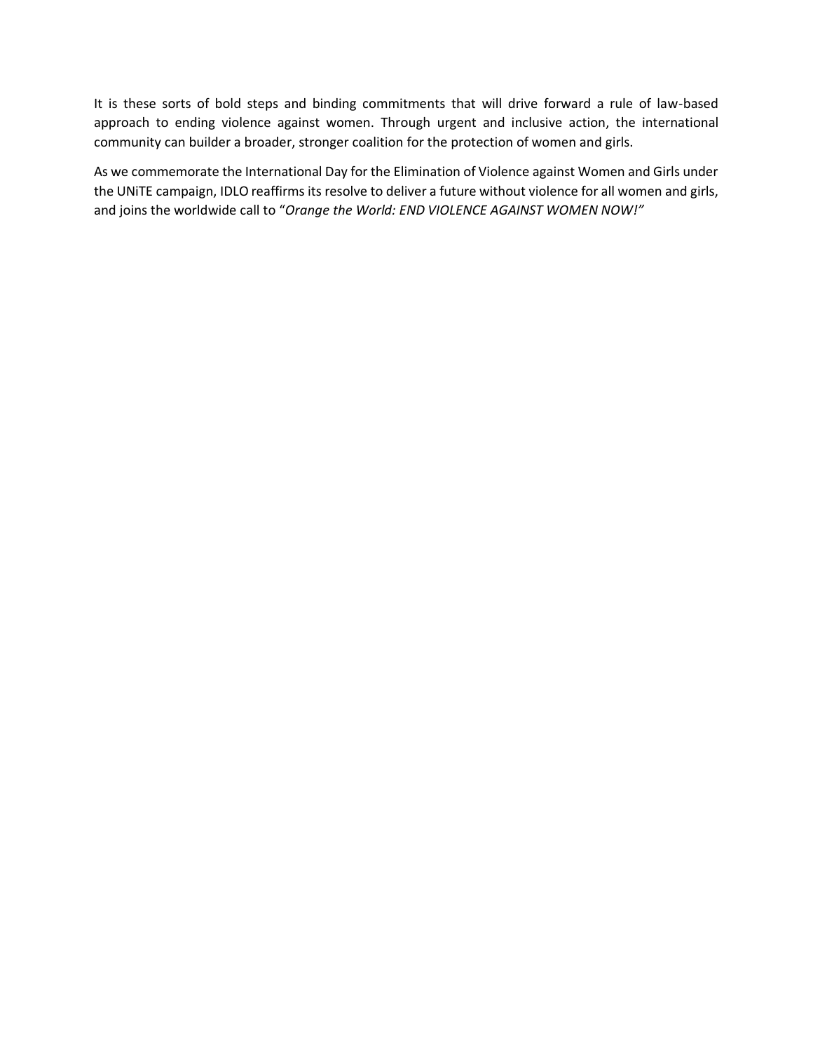It is these sorts of bold steps and binding commitments that will drive forward a rule of law-based approach to ending violence against women. Through urgent and inclusive action, the international community can builder a broader, stronger coalition for the protection of women and girls.

As we commemorate the International Day for the Elimination of Violence against Women and Girls under the UNiTE campaign, IDLO reaffirms its resolve to deliver a future without violence for all women and girls, and joins the worldwide call to "*Orange the World: END VIOLENCE AGAINST WOMEN NOW!"*